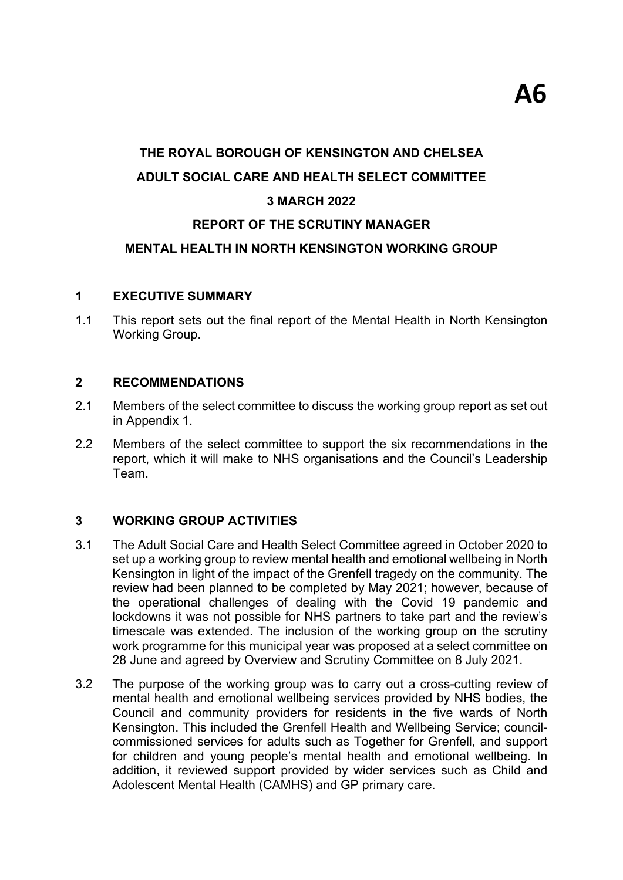**A6**

# THE ROYAL BOROUGH OF KENSINGTON AND CHELSEA

## ADULT SOCIAL CARE AND HEALTH SELECT COMMITTEE

## 3 MARCH 2022

## REPORT OF THE SCRUTINY MANAGER

## MENTAL HEALTH IN NORTH KENSINGTON WORKING GROUP

### 1 EXECUTIVE SUMMARY

1.1 This report sets out the final report of the Mental Health in North Kensington Working Group.

### 2 RECOMMENDATIONS

2.1 Members of the select committee to discuss the working group report as set out in Appendix 1.

2.2 Members of the select committee to support the six recommendations in the report, which it will make to NHS organisations and the Council's Leadership Team.

### 3 WORKING GROUP ACTIVITIES

3.1 The Adult Social Care and Health Select Committee agreed in October 2020 to set up a working group to review mental health and emotional wellbeing in North Kensington in light of the impact of the Grenfell tragedy on the community. The review had been planned to be completed by May 2021; however, because of the operational challenges of dealing with the Covid 19 pandemic and lockdowns it was not possible for NHS partners to take part and the review's timescale was extended. The inclusion of the working group on the scrutiny work programme for this municipal year was proposed at a select committee on 28 June and agreed by Overview and Scrutiny Committee on 8 July 2021.

3.2 The purpose of the working group was to carry out a cross-cutting review of mental health and emotional wellbeing services provided by NHS bodies, the Council and community providers for residents in the five wards of North Kensington. This included the Grenfell Health and Wellbeing Service; council-commissioned services for adults such as Together for Grenfell, and support for children and young people's mental health and emotional wellbeing. In addition, it reviewed support provided by wider services such as Child and Adolescent Mental Health (CAMHS) and GP primary care.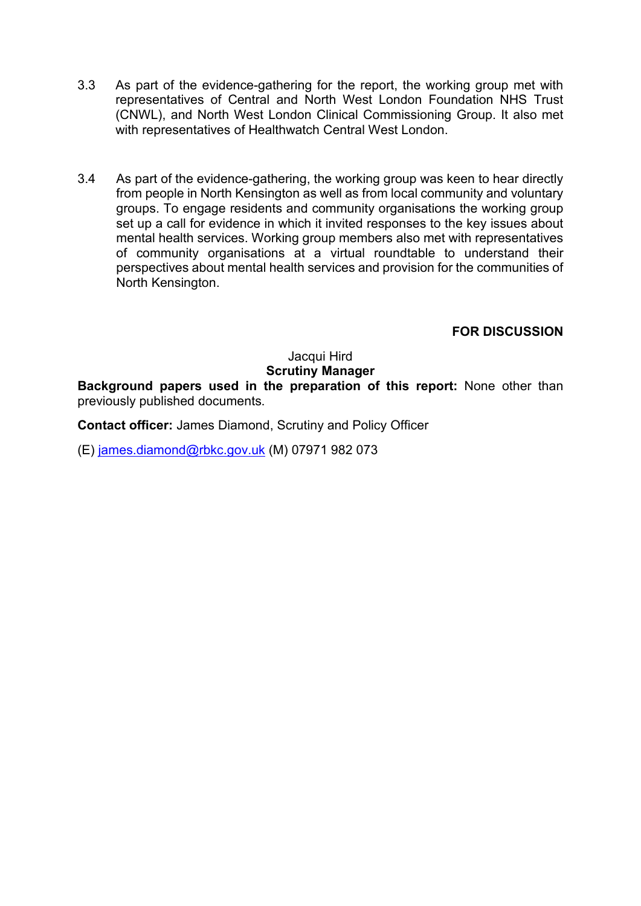3.3 As part of the evidence-gathering for the report, the working group met with representatives of Central and North West London Foundation NHS Trust (CNWL), and North West London Clinical Commissioning Group. It also met with representatives of Healthwatch Central West London.

3.4 As part of the evidence-gathering, the working group was keen to hear directly from people in North Kensington as well as from local community and voluntary groups. To engage residents and community organisations the working group set up a call for evidence in which it invited responses to the key issues about mental health services. Working group members also met with representatives of community organisations at a virtual roundtable to understand their perspectives about mental health services and provision for the communities of North Kensington.

**FOR DISCUSSION**

Jacqui Hird
**Scrutiny Manager**

**Background papers used in the preparation of this report:** None other than previously published documents.

**Contact officer:** James Diamond, Scrutiny and Policy Officer

(E) james.diamond@rbkc.gov.uk (M) 07971 982 073